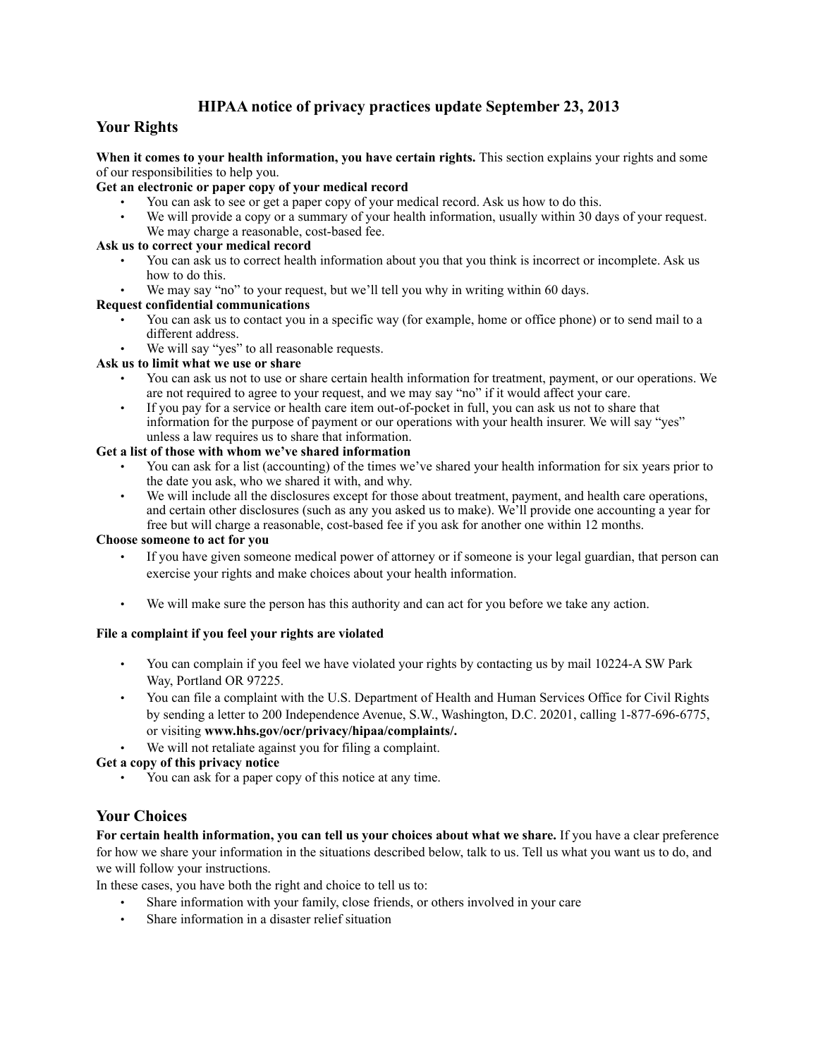# HIPAA notice of privacy practices update September 23, 2013

## Your Rights

**When it comes to your health information, you have certain rights.** This section explains your rights and some of our responsibilities to help you.

**Get an electronic or paper copy of your medical record**

- You can ask to see or get a paper copy of your medical record. Ask us how to do this.
- We will provide a copy or a summary of your health information, usually within 30 days of your request. We may charge a reasonable, cost-based fee.

**Ask us to correct your medical record**

- You can ask us to correct health information about you that you think is incorrect or incomplete. Ask us how to do this.
- We may say "no" to your request, but we'll tell you why in writing within 60 days.

**Request confidential communications**

- You can ask us to contact you in a specific way (for example, home or office phone) or to send mail to a different address.
- We will say "yes" to all reasonable requests.

**Ask us to limit what we use or share**

- You can ask us not to use or share certain health information for treatment, payment, or our operations. We are not required to agree to your request, and we may say "no" if it would affect your care.
- If you pay for a service or health care item out-of-pocket in full, you can ask us not to share that information for the purpose of payment or our operations with your health insurer. We will say "yes" unless a law requires us to share that information.

**Get a list of those with whom we've shared information**

- You can ask for a list (accounting) of the times we've shared your health information for six years prior to the date you ask, who we shared it with, and why.
- We will include all the disclosures except for those about treatment, payment, and health care operations, and certain other disclosures (such as any you asked us to make). We'll provide one accounting a year for free but will charge a reasonable, cost-based fee if you ask for another one within 12 months.

**Choose someone to act for you**

- If you have given someone medical power of attorney or if someone is your legal guardian, that person can exercise your rights and make choices about your health information.
- We will make sure the person has this authority and can act for you before we take any action.

**File a complaint if you feel your rights are violated**

- You can complain if you feel we have violated your rights by contacting us by mail 10224-A SW Park Way, Portland OR 97225.
- You can file a complaint with the U.S. Department of Health and Human Services Office for Civil Rights by sending a letter to 200 Independence Avenue, S.W., Washington, D.C. 20201, calling 1-877-696-6775, or visiting **www.hhs.gov/ocr/privacy/hipaa/complaints/.**
- We will not retaliate against you for filing a complaint.

**Get a copy of this privacy notice**

- You can ask for a paper copy of this notice at any time.

## Your Choices

**For certain health information, you can tell us your choices about what we share.** If you have a clear preference for how we share your information in the situations described below, talk to us. Tell us what you want us to do, and we will follow your instructions.

In these cases, you have both the right and choice to tell us to:

- Share information with your family, close friends, or others involved in your care
- Share information in a disaster relief situation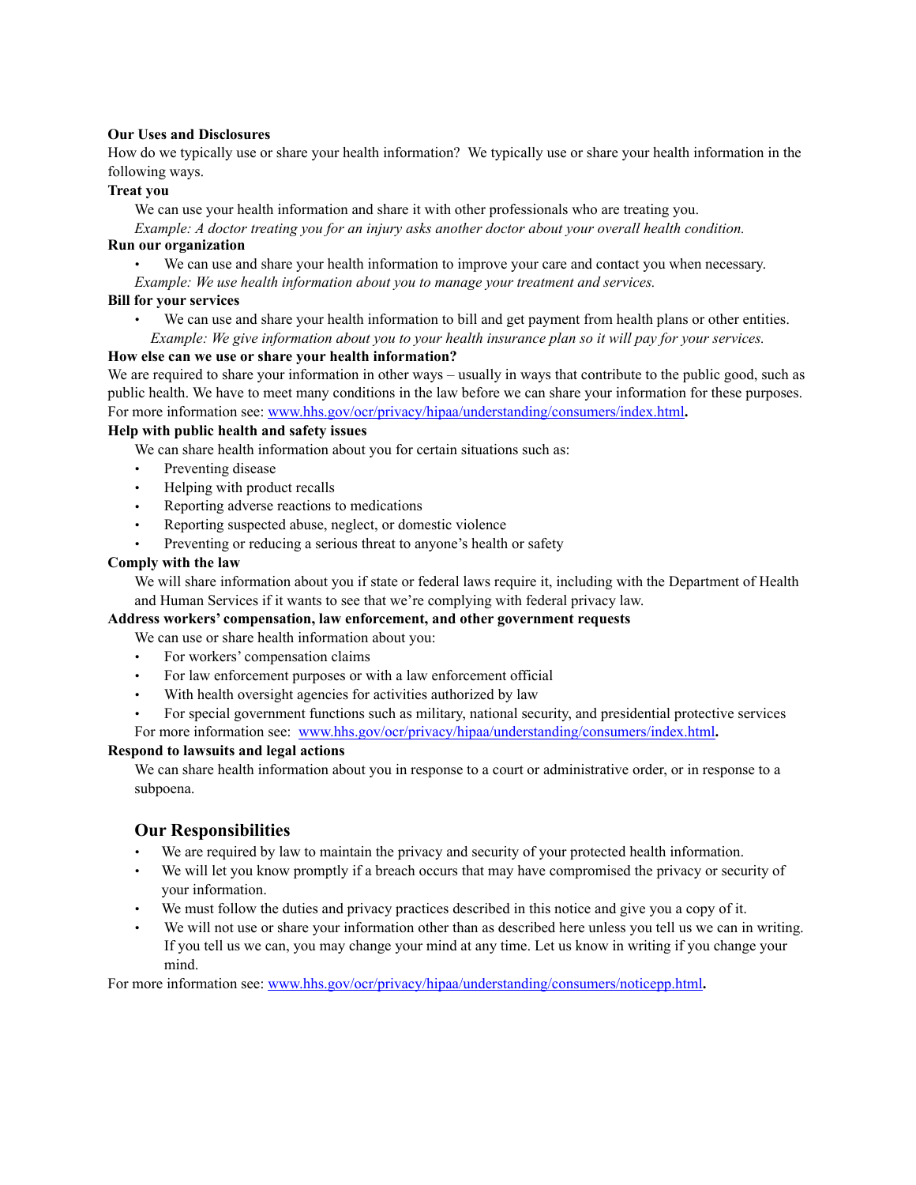**Our Uses and Disclosures**

How do we typically use or share your health information? We typically use or share your health information in the following ways.

**Treat you**

We can use your health information and share it with other professionals who are treating you.

*Example: A doctor treating you for an injury asks another doctor about your overall health condition.*

**Run our organization**

- We can use and share your health information to improve your care and contact you when necessary.

*Example: We use health information about you to manage your treatment and services.*

**Bill for your services**

- We can use and share your health information to bill and get payment from health plans or other entities.

*Example: We give information about you to your health insurance plan so it will pay for your services.*

**How else can we use or share your health information?**

We are required to share your information in other ways – usually in ways that contribute to the public good, such as public health. We have to meet many conditions in the law before we can share your information for these purposes. For more information see: [www.hhs.gov/ocr/privacy/hipaa/understanding/consumers/index.html](http://www.hhs.gov/ocr/privacy/hipaa/understanding/consumers/index.html).

**Help with public health and safety issues**

We can share health information about you for certain situations such as:

- Preventing disease
- Helping with product recalls
- Reporting adverse reactions to medications
- Reporting suspected abuse, neglect, or domestic violence
- Preventing or reducing a serious threat to anyone's health or safety

**Comply with the law**

We will share information about you if state or federal laws require it, including with the Department of Health and Human Services if it wants to see that we're complying with federal privacy law.

**Address workers' compensation, law enforcement, and other government requests**

We can use or share health information about you:

- For workers' compensation claims
- For law enforcement purposes or with a law enforcement official
- With health oversight agencies for activities authorized by law
- For special government functions such as military, national security, and presidential protective services

For more information see: [www.hhs.gov/ocr/privacy/hipaa/understanding/consumers/index.html](http://www.hhs.gov/ocr/privacy/hipaa/understanding/consumers/index.html).

**Respond to lawsuits and legal actions**

We can share health information about you in response to a court or administrative order, or in response to a subpoena.

## Our Responsibilities

- We are required by law to maintain the privacy and security of your protected health information.
- We will let you know promptly if a breach occurs that may have compromised the privacy or security of your information.
- We must follow the duties and privacy practices described in this notice and give you a copy of it.
- We will not use or share your information other than as described here unless you tell us we can in writing. If you tell us we can, you may change your mind at any time. Let us know in writing if you change your mind.

For more information see: [www.hhs.gov/ocr/privacy/hipaa/understanding/consumers/noticepp.html](http://www.hhs.gov/ocr/privacy/hipaa/understanding/consumers/noticepp.html).